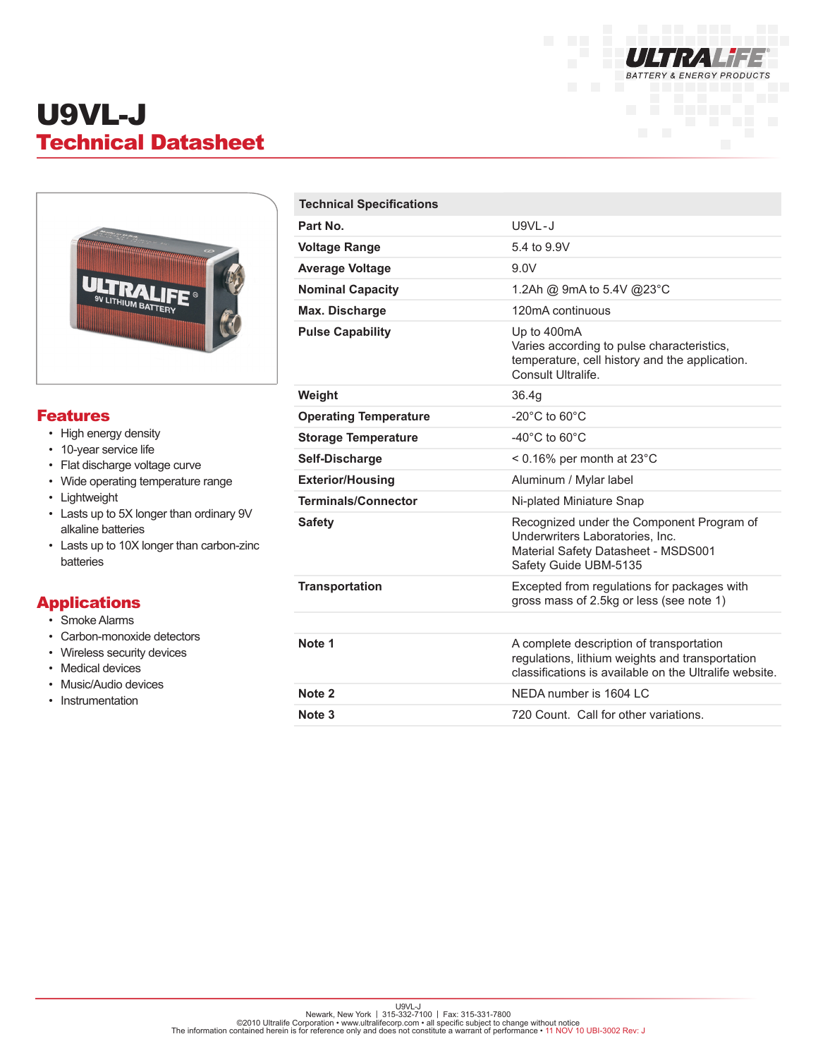# U9VL-J

## Technical Datasheet

## Features

- High energy density
- 10-year service life
- Flat discharge voltage curve
- Wide operating temperature range
- Lightweight
- Lasts up to 5X longer than ordinary 9V alkaline batteries
- Lasts up to 10X longer than carbon-zinc batteries

## Applications

- Smoke Alarms
- Carbon-monoxide detectors
- Wireless security devices
- Medical devices
- Music/Audio devices
- Instrumentation

| Technical Specifications | |
|---|---|
| **Part No.** | U9VL-J |
| **Voltage Range** | 5.4 to 9.9V |
| **Average Voltage** | 9.0V |
| **Nominal Capacity** | 1.2Ah @ 9mA to 5.4V @23°C |
| **Max. Discharge** | 120mA continuous |
| **Pulse Capability** | Up to 400mA<br>Varies according to pulse characteristics, temperature, cell history and the application. Consult Ultralife. |
| **Weight** | 36.4g |
| **Operating Temperature** | -20°C to 60°C |
| **Storage Temperature** | -40°C to 60°C |
| **Self-Discharge** | < 0.16% per month at 23°C |
| **Exterior/Housing** | Aluminum / Mylar label |
| **Terminals/Connector** | Ni-plated Miniature Snap |
| **Safety** | Recognized under the Component Program of Underwriters Laboratories, Inc.<br>Material Safety Datasheet - MSDS001<br>Safety Guide UBM-5135 |
| **Transportation** | Excepted from regulations for packages with gross mass of 2.5kg or less (see note 1) |
| | |
| **Note 1** | A complete description of transportation regulations, lithium weights and transportation classifications is available on the Ultralife website. |
| **Note 2** | NEDA number is 1604 LC |
| **Note 3** | 720 Count. Call for other variations. |

U9VL-J
Newark, New York | 315-332-7100 | Fax: 315-331-7800
©2010 Ultralife Corporation • www.ultralifecorp.com • all specific subject to change without notice
The information contained herein is for reference only and does not constitute a warrant of performance • 11 NOV 10 UBI-3002 Rev: J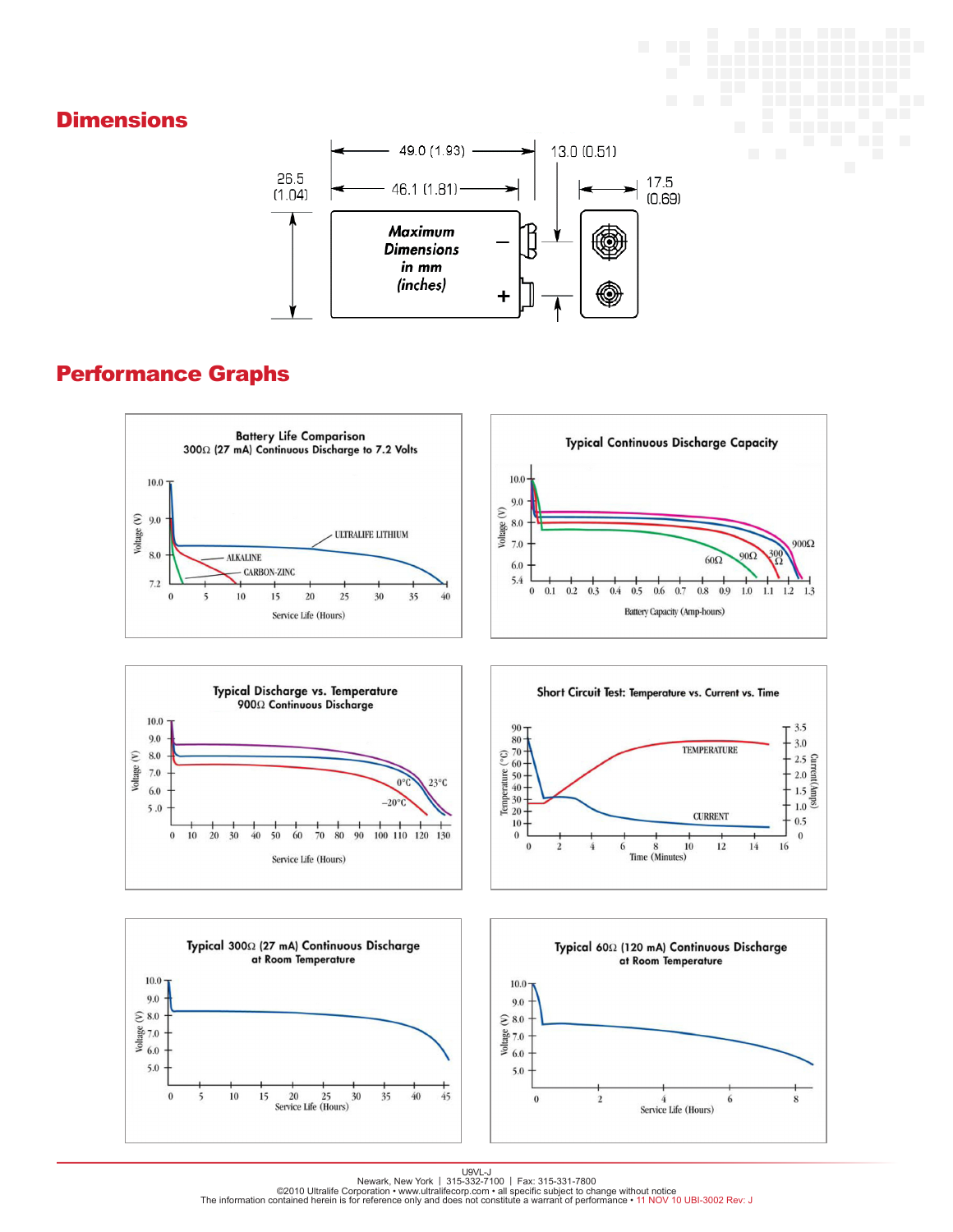## Dimensions

49.0 (1.93)

46.1 (1.81)

13.0 (0.51)

26.5 (1.04)

17.5 (0.69)

*Maximum Dimensions in mm (inches)*

–

+

## Performance Graphs

**Battery Life Comparison**
300Ω (27 mA) Continuous Discharge to 7.2 Volts

Voltage (V)
10.0
9.0
8.0
7.2

ULTRALIFE LITHIUM
ALKALINE
CARBON-ZINC

0 5 10 15 20 25 30 35 40

Service Life (Hours)

**Typical Continuous Discharge Capacity**

Voltage (V)
10.0
9.0
8.0
7.0
6.0
5.4

900Ω
300 Ω
90Ω
60Ω

0 0.1 0.2 0.3 0.4 0.5 0.6 0.7 0.8 0.9 1.0 1.1 1.2 1.3

Battery Capacity (Amp-hours)

**Typical Discharge vs. Temperature**
900Ω Continuous Discharge

Voltage (V)
10.0
9.0
8.0
7.0
6.0
5.0

0°C
23°C
–20°C

0 10 20 30 40 50 60 70 80 90 100 110 120 130

Service Life (Hours)

**Short Circuit Test: Temperature vs. Current vs. Time**

Temperature (°C)
90
80
70
60
50
40
30
20
10
0

Current (Amps)
3.5
3.0
2.5
2.0
1.5
1.0
0.5
0

TEMPERATURE
CURRENT

0 2 4 6 8 10 12 14 16

Time (Minutes)

**Typical 300Ω (27 mA) Continuous Discharge**
at Room Temperature

Voltage (V)
10.0
9.0
8.0
7.0
6.0
5.0

0 5 10 15 20 25 30 35 40 45

Service Life (Hours)

**Typical 60Ω (120 mA) Continuous Discharge**
at Room Temperature

Voltage (V)
10.0
9.0
8.0
7.0
6.0
5.0

0 2 4 6 8

Service Life (Hours)

U9VL-J
Newark, New York | 315-332-7100 | Fax: 315-331-7800
©2010 Ultralife Corporation • www.ultralifecorp.com • all specific subject to change without notice
The information contained herein is for reference only and does not constitute a warrant of performance • 11 NOV 10 UBI-3002 Rev: J